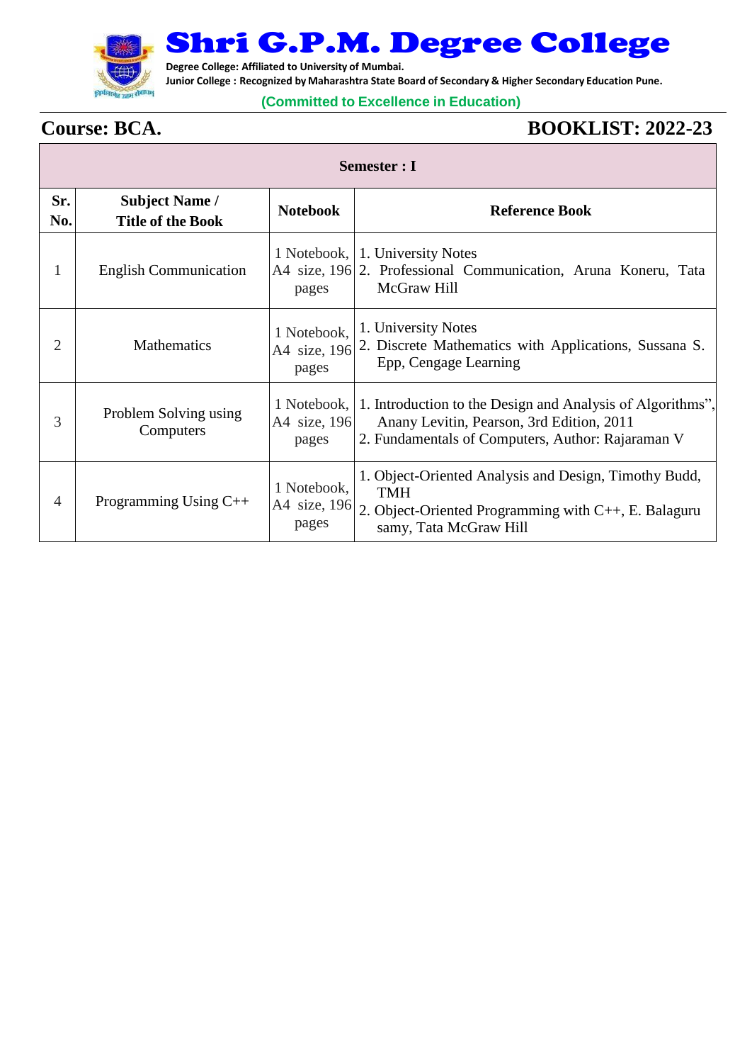# Shri G.P.M. Degree College

**Degree College: Affiliated to University of Mumbai.**
**Junior College : Recognized by Maharashtra State Board of Secondary & Higher Secondary Education Pune.**

**(Committed to Excellence in Education)**

## Course: BCA.

## BOOKLIST: 2022-23

| Semester : I | | | |
|---|---|---|---|
| **Sr. No.** | **Subject Name / Title of the Book** | **Notebook** | **Reference Book** |
| 1 | English Communication | 1 Notebook, A4 size, 196 pages | 1. University Notes<br>2. Professional Communication, Aruna Koneru, Tata McGraw Hill |
| 2 | Mathematics | 1 Notebook, A4 size, 196 pages | 1. University Notes<br>2. Discrete Mathematics with Applications, Sussana S. Epp, Cengage Learning |
| 3 | Problem Solving using Computers | 1 Notebook, A4 size, 196 pages | 1. Introduction to the Design and Analysis of Algorithms", Anany Levitin, Pearson, 3rd Edition, 2011<br>2. Fundamentals of Computers, Author: Rajaraman V |
| 4 | Programming Using C++ | 1 Notebook, A4 size, 196 pages | 1. Object-Oriented Analysis and Design, Timothy Budd, TMH<br>2. Object-Oriented Programming with C++, E. Balaguru samy, Tata McGraw Hill |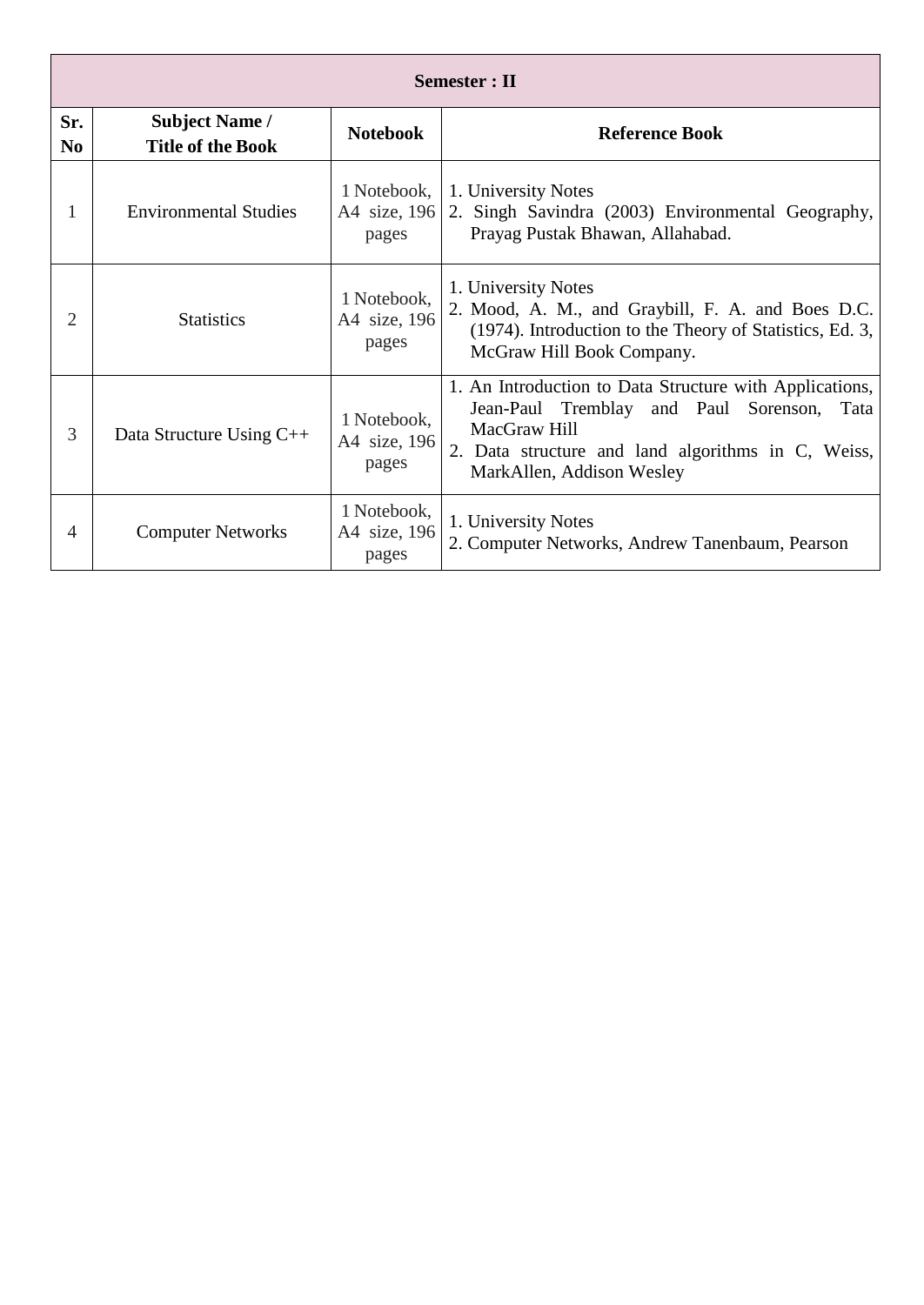| Semester : II | | | |
|---|---|---|---|
| **Sr. No** | **Subject Name / Title of the Book** | **Notebook** | **Reference Book** |
| 1 | Environmental Studies | 1 Notebook, A4 size, 196 pages | 1. University Notes<br>2. Singh Savindra (2003) Environmental Geography, Prayag Pustak Bhawan, Allahabad. |
| 2 | Statistics | 1 Notebook, A4 size, 196 pages | 1. University Notes<br>2. Mood, A. M., and Graybill, F. A. and Boes D.C. (1974). Introduction to the Theory of Statistics, Ed. 3, McGraw Hill Book Company. |
| 3 | Data Structure Using C++ | 1 Notebook, A4 size, 196 pages | 1. An Introduction to Data Structure with Applications, Jean-Paul Tremblay and Paul Sorenson, Tata MacGraw Hill<br>2. Data structure and land algorithms in C, Weiss, MarkAllen, Addison Wesley |
| 4 | Computer Networks | 1 Notebook, A4 size, 196 pages | 1. University Notes<br>2. Computer Networks, Andrew Tanenbaum, Pearson |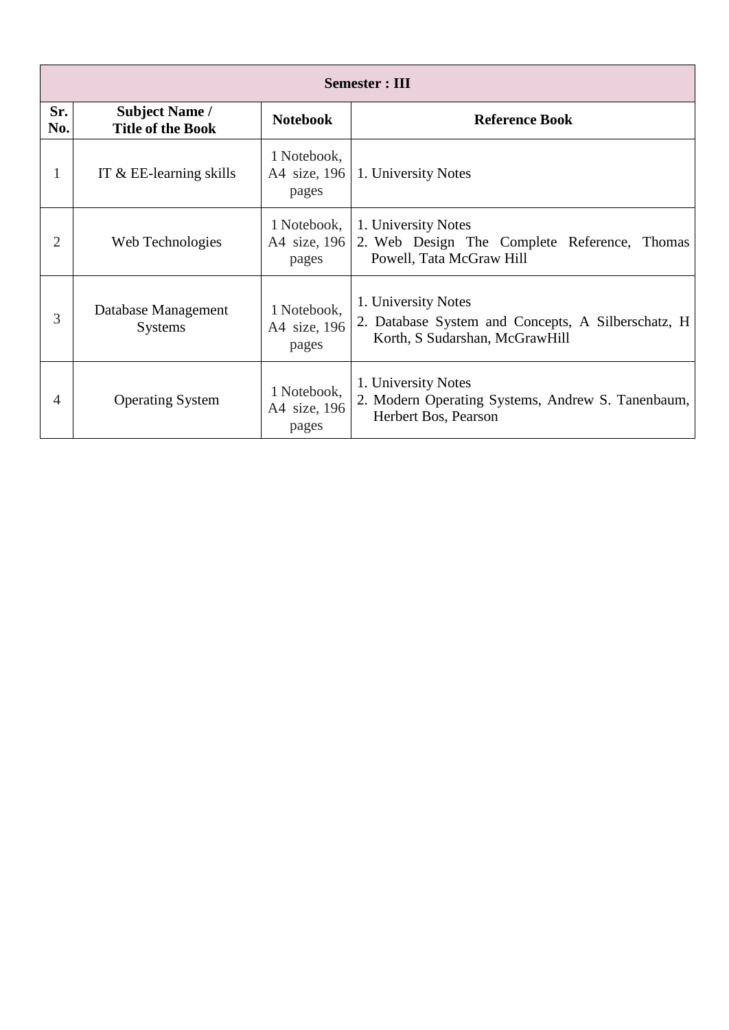| Semester : III | | | |
|---|---|---|---|
| **Sr. No.** | **Subject Name / Title of the Book** | **Notebook** | **Reference Book** |
| 1 | IT & EE-learning skills | 1 Notebook, A4 size, 196 pages | 1. University Notes |
| 2 | Web Technologies | 1 Notebook, A4 size, 196 pages | 1. University Notes<br>2. Web Design The Complete Reference, Thomas Powell, Tata McGraw Hill |
| 3 | Database Management Systems | 1 Notebook, A4 size, 196 pages | 1. University Notes<br>2. Database System and Concepts, A Silberschatz, H Korth, S Sudarshan, McGrawHill |
| 4 | Operating System | 1 Notebook, A4 size, 196 pages | 1. University Notes<br>2. Modern Operating Systems, Andrew S. Tanenbaum, Herbert Bos, Pearson |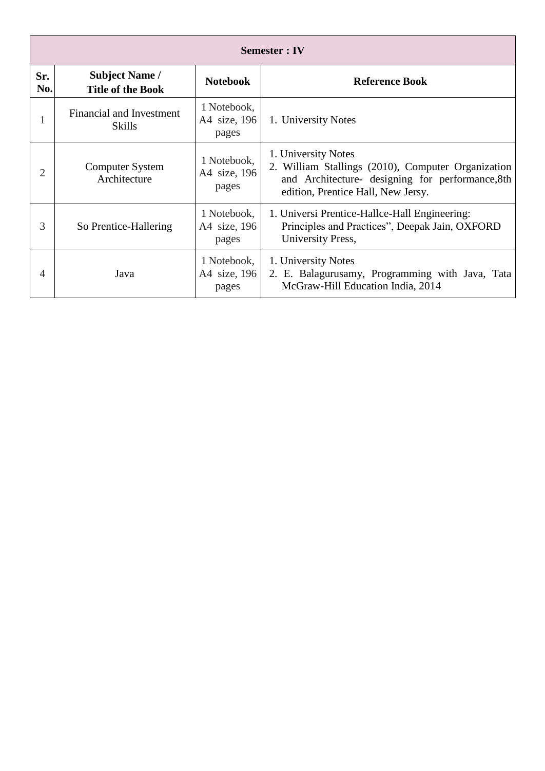| Semester : IV | | | |
|---|---|---|---|
| **Sr. No.** | **Subject Name / Title of the Book** | **Notebook** | **Reference Book** |
| 1 | Financial and Investment Skills | 1 Notebook, A4 size, 196 pages | 1. University Notes |
| 2 | Computer System Architecture | 1 Notebook, A4 size, 196 pages | 1. University Notes<br>2. William Stallings (2010), Computer Organization and Architecture- designing for performance,8th edition, Prentice Hall, New Jersy. |
| 3 | So Prentice-Hallering | 1 Notebook, A4 size, 196 pages | 1. Universi Prentice-Hallce-Hall Engineering: Principles and Practices", Deepak Jain, OXFORD University Press, |
| 4 | Java | 1 Notebook, A4 size, 196 pages | 1. University Notes<br>2. E. Balagurusamy, Programming with Java, Tata McGraw-Hill Education India, 2014 |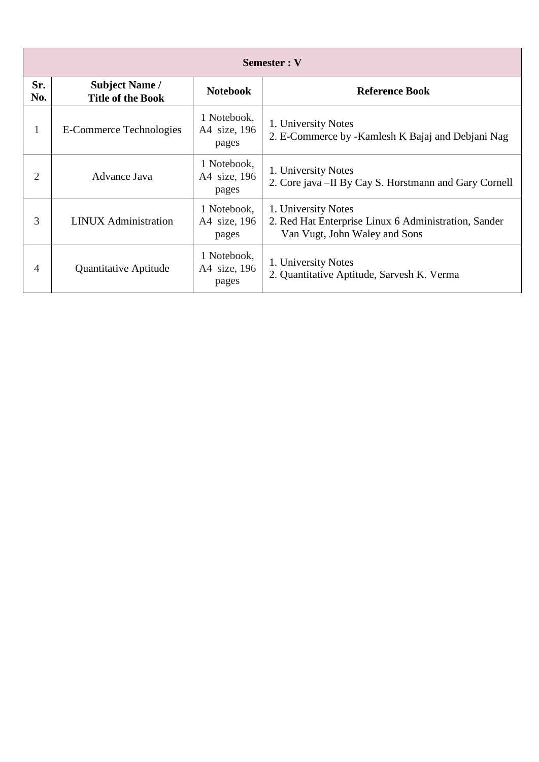| Semester : V | | | |
|---|---|---|---|
| **Sr. No.** | **Subject Name / Title of the Book** | **Notebook** | **Reference Book** |
| 1 | E-Commerce Technologies | 1 Notebook, A4 size, 196 pages | 1. University Notes<br>2. E-Commerce by -Kamlesh K Bajaj and Debjani Nag |
| 2 | Advance Java | 1 Notebook, A4 size, 196 pages | 1. University Notes<br>2. Core java –II By Cay S. Horstmann and Gary Cornell |
| 3 | LINUX Administration | 1 Notebook, A4 size, 196 pages | 1. University Notes<br>2. Red Hat Enterprise Linux 6 Administration, Sander Van Vugt, John Waley and Sons |
| 4 | Quantitative Aptitude | 1 Notebook, A4 size, 196 pages | 1. University Notes<br>2. Quantitative Aptitude, Sarvesh K. Verma |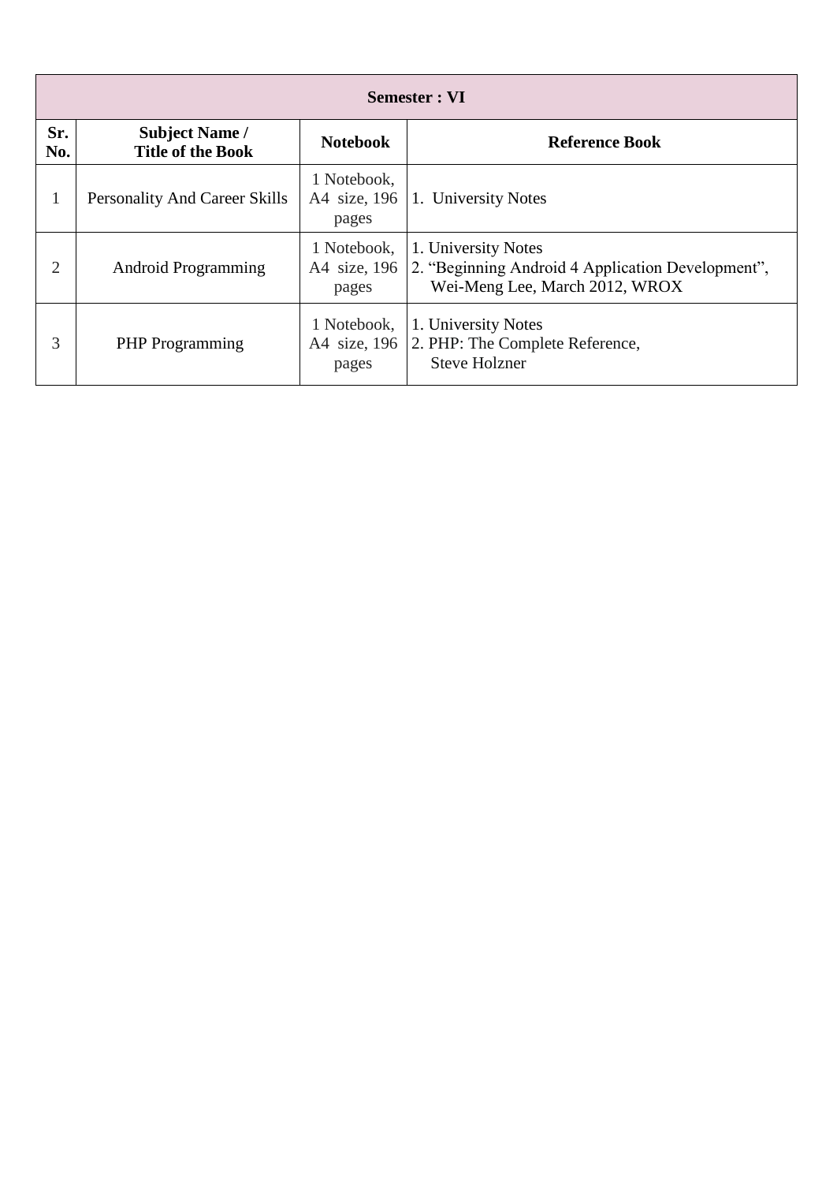| Semester : VI | | | |
|---|---|---|---|
| **Sr. No.** | **Subject Name / Title of the Book** | **Notebook** | **Reference Book** |
| 1 | Personality And Career Skills | 1 Notebook, A4 size, 196 pages | 1. University Notes |
| 2 | Android Programming | 1 Notebook, A4 size, 196 pages | 1. University Notes<br>2. "Beginning Android 4 Application Development", Wei-Meng Lee, March 2012, WROX |
| 3 | PHP Programming | 1 Notebook, A4 size, 196 pages | 1. University Notes<br>2. PHP: The Complete Reference, Steve Holzner |